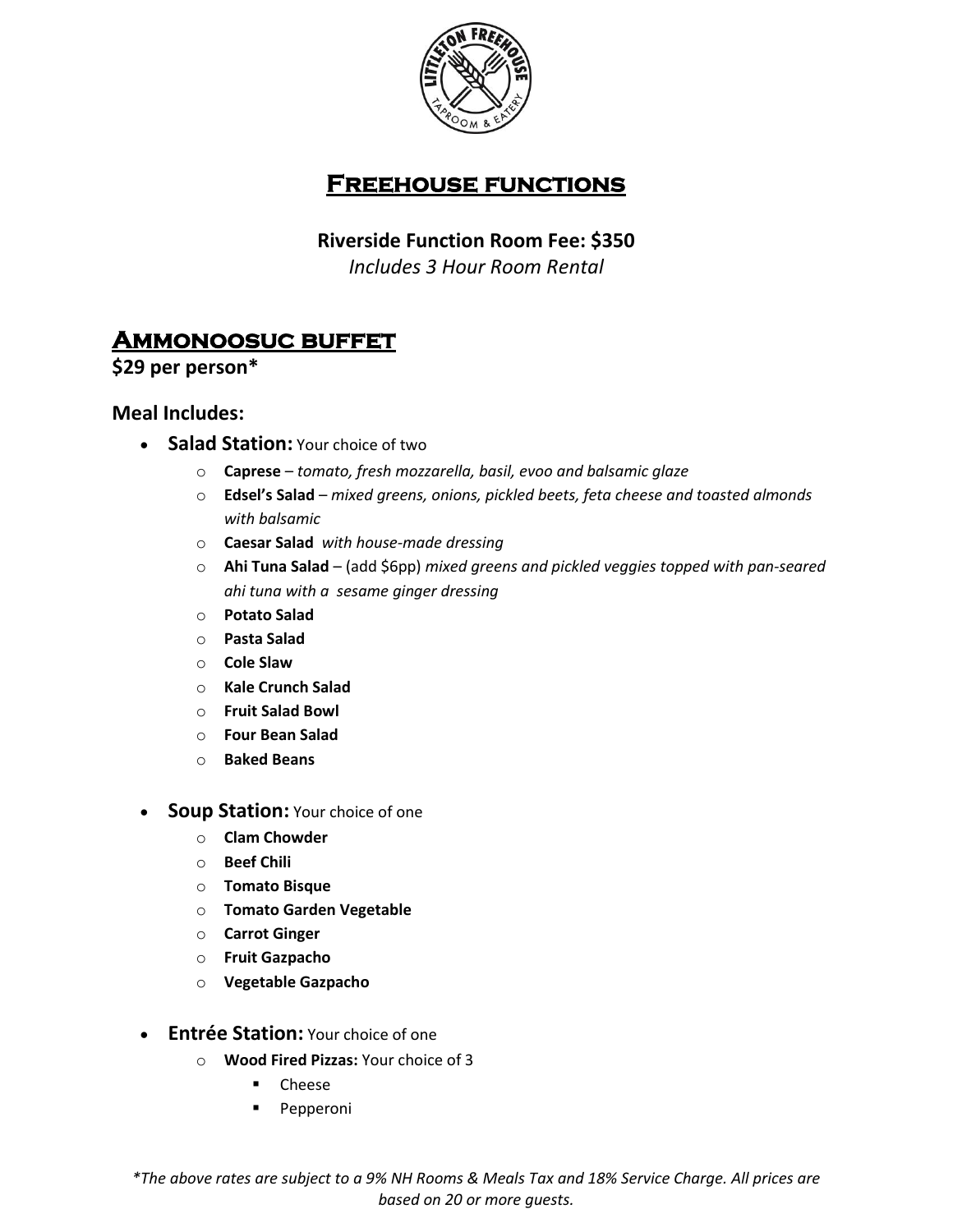# Freehouse functions

**Riverside Function Room Fee: $350**
*Includes 3 Hour Room Rental*

## Ammonoosuc buffet

**$29 per person***

### Meal Includes:

- **Salad Station:** Your choice of two
  - **Caprese** – *tomato, fresh mozzarella, basil, evoo and balsamic glaze*
  - **Edsel's Salad** – *mixed greens, onions, pickled beets, feta cheese and toasted almonds with balsamic*
  - **Caesar Salad** *with house-made dressing*
  - **Ahi Tuna Salad** – (add $6pp) *mixed greens and pickled veggies topped with pan-seared ahi tuna with a sesame ginger dressing*
  - **Potato Salad**
  - **Pasta Salad**
  - **Cole Slaw**
  - **Kale Crunch Salad**
  - **Fruit Salad Bowl**
  - **Four Bean Salad**
  - **Baked Beans**

- **Soup Station:** Your choice of one
  - **Clam Chowder**
  - **Beef Chili**
  - **Tomato Bisque**
  - **Tomato Garden Vegetable**
  - **Carrot Ginger**
  - **Fruit Gazpacho**
  - **Vegetable Gazpacho**

- **Entrée Station:** Your choice of one
  - **Wood Fired Pizzas:** Your choice of 3
    - Cheese
    - Pepperoni

*\*The above rates are subject to a 9% NH Rooms & Meals Tax and 18% Service Charge. All prices are based on 20 or more guests.*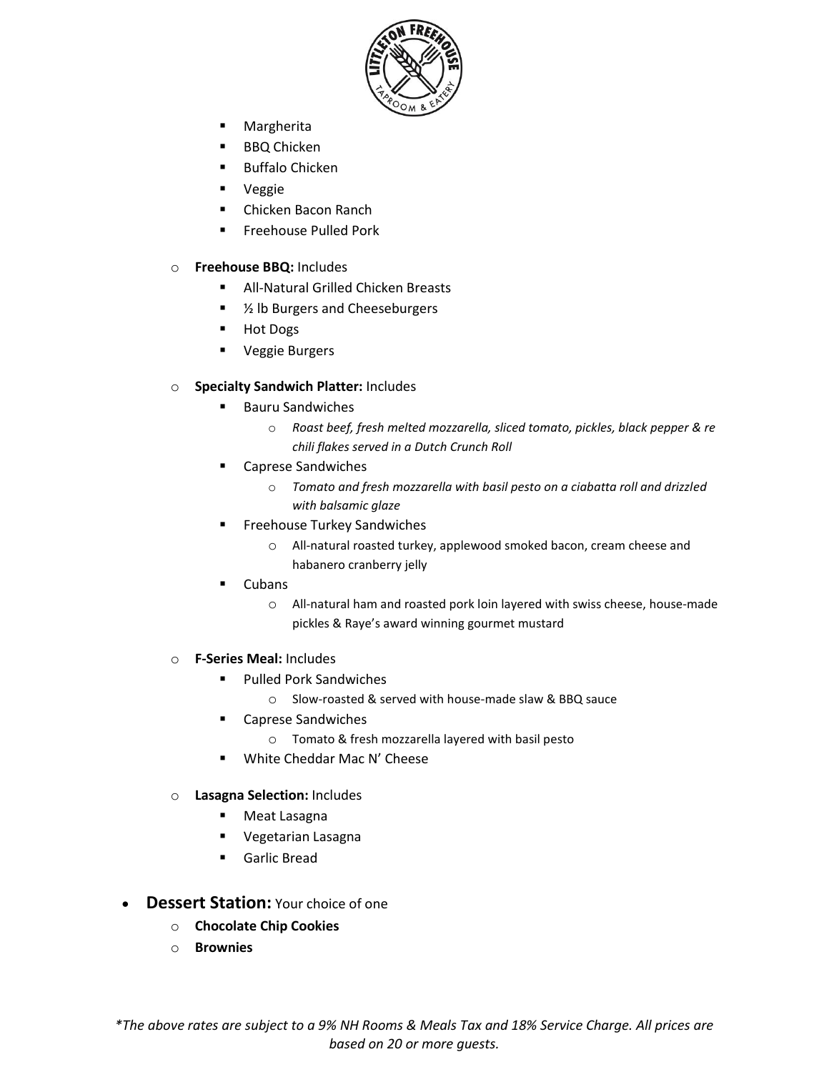- Margherita
- BBQ Chicken
- Buffalo Chicken
- Veggie
- Chicken Bacon Ranch
- Freehouse Pulled Pork

- **Freehouse BBQ:** Includes
  - All-Natural Grilled Chicken Breasts
  - ½ lb Burgers and Cheeseburgers
  - Hot Dogs
  - Veggie Burgers

- **Specialty Sandwich Platter:** Includes
  - Bauru Sandwiches
    - *Roast beef, fresh melted mozzarella, sliced tomato, pickles, black pepper & re chili flakes served in a Dutch Crunch Roll*
  - Caprese Sandwiches
    - *Tomato and fresh mozzarella with basil pesto on a ciabatta roll and drizzled with balsamic glaze*
  - Freehouse Turkey Sandwiches
    - All-natural roasted turkey, applewood smoked bacon, cream cheese and habanero cranberry jelly
  - Cubans
    - All-natural ham and roasted pork loin layered with swiss cheese, house-made pickles & Raye's award winning gourmet mustard

- **F-Series Meal:** Includes
  - Pulled Pork Sandwiches
    - Slow-roasted & served with house-made slaw & BBQ sauce
  - Caprese Sandwiches
    - Tomato & fresh mozzarella layered with basil pesto
  - White Cheddar Mac N' Cheese

- **Lasagna Selection:** Includes
  - Meat Lasagna
  - Vegetarian Lasagna
  - Garlic Bread

- **Dessert Station:** Your choice of one
  - **Chocolate Chip Cookies**
  - **Brownies**

*\*The above rates are subject to a 9% NH Rooms & Meals Tax and 18% Service Charge. All prices are based on 20 or more guests.*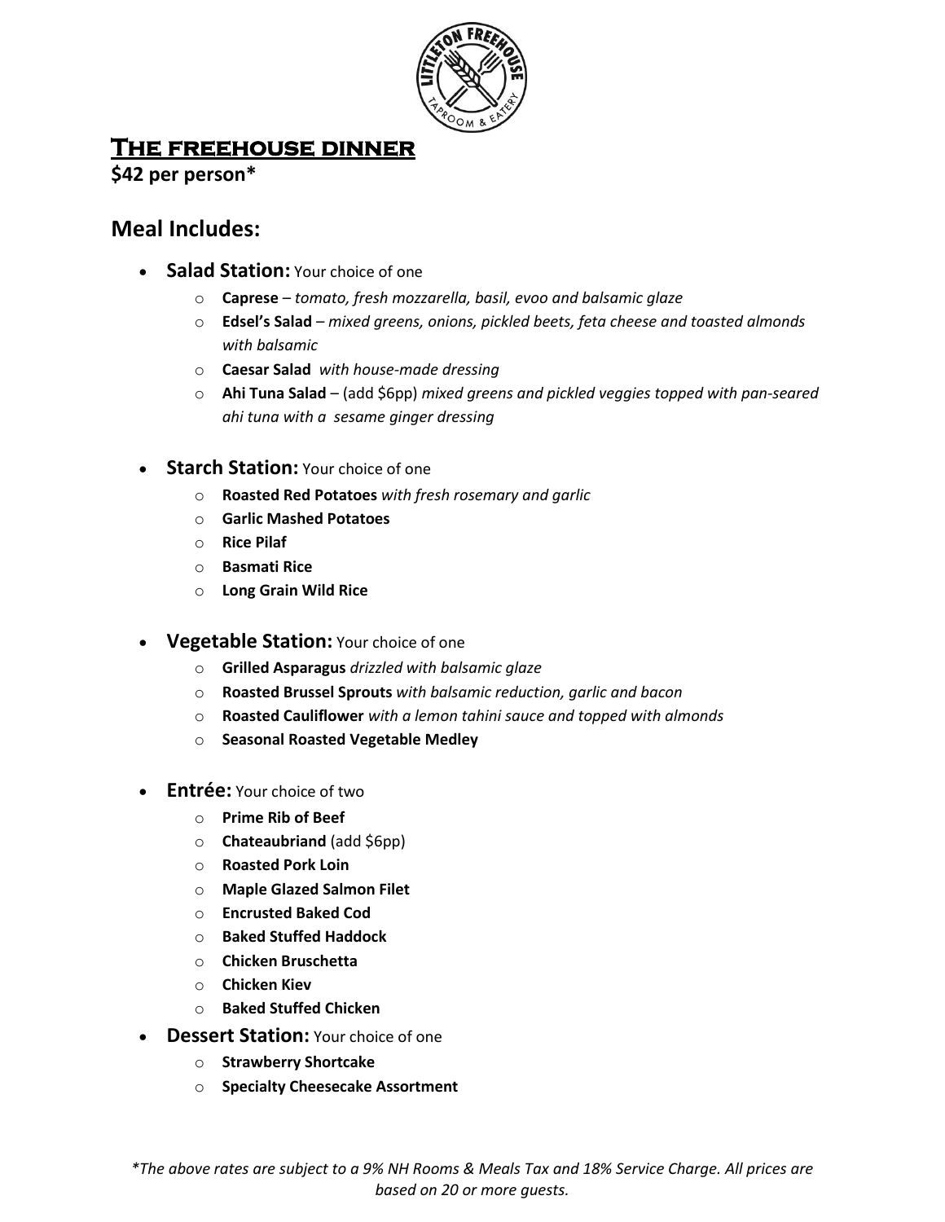# The freehouse dinner

**$42 per person***

## Meal Includes:

- **Salad Station:** Your choice of one
  - **Caprese** – *tomato, fresh mozzarella, basil, evoo and balsamic glaze*
  - **Edsel's Salad** – *mixed greens, onions, pickled beets, feta cheese and toasted almonds with balsamic*
  - **Caesar Salad** *with house-made dressing*
  - **Ahi Tuna Salad** – (add $6pp) *mixed greens and pickled veggies topped with pan-seared ahi tuna with a sesame ginger dressing*

- **Starch Station:** Your choice of one
  - **Roasted Red Potatoes** *with fresh rosemary and garlic*
  - **Garlic Mashed Potatoes**
  - **Rice Pilaf**
  - **Basmati Rice**
  - **Long Grain Wild Rice**

- **Vegetable Station:** Your choice of one
  - **Grilled Asparagus** *drizzled with balsamic glaze*
  - **Roasted Brussel Sprouts** *with balsamic reduction, garlic and bacon*
  - **Roasted Cauliflower** *with a lemon tahini sauce and topped with almonds*
  - **Seasonal Roasted Vegetable Medley**

- **Entrée:** Your choice of two
  - **Prime Rib of Beef**
  - **Chateaubriand** (add $6pp)
  - **Roasted Pork Loin**
  - **Maple Glazed Salmon Filet**
  - **Encrusted Baked Cod**
  - **Baked Stuffed Haddock**
  - **Chicken Bruschetta**
  - **Chicken Kiev**
  - **Baked Stuffed Chicken**
- **Dessert Station:** Your choice of one
  - **Strawberry Shortcake**
  - **Specialty Cheesecake Assortment**

*\*The above rates are subject to a 9% NH Rooms & Meals Tax and 18% Service Charge. All prices are based on 20 or more guests.*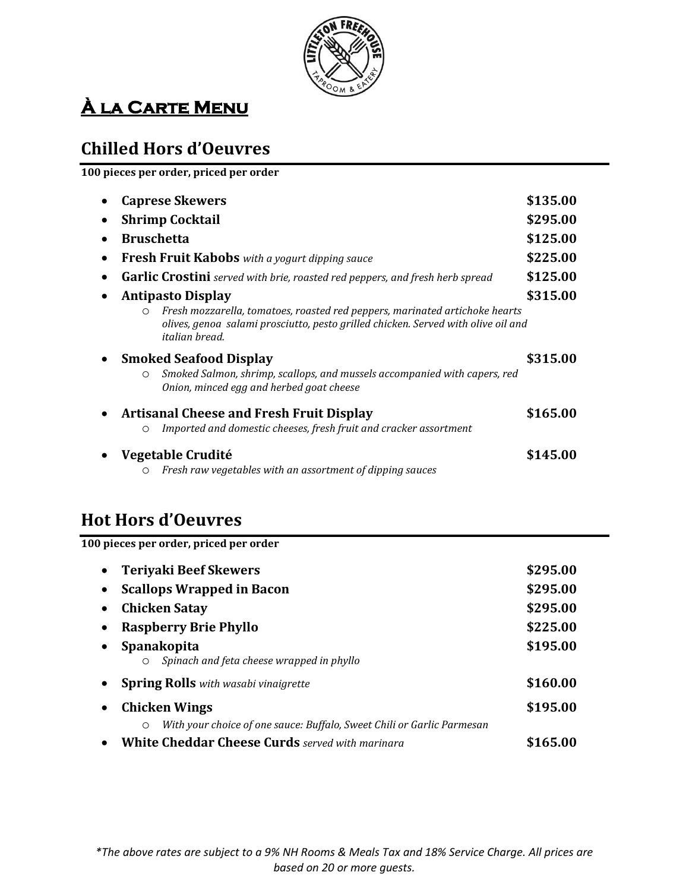# À la Carte Menu

## Chilled Hors d'Oeuvres

**100 pieces per order, priced per order**

- **Caprese Skewers** **$135.00**
- **Shrimp Cocktail** **$295.00**
- **Bruschetta** **$125.00**
- **Fresh Fruit Kabobs** *with a yogurt dipping sauce* **$225.00**
- **Garlic Crostini** *served with brie, roasted red peppers, and fresh herb spread* **$125.00**
- **Antipasto Display** **$315.00**
  - *Fresh mozzarella, tomatoes, roasted red peppers, marinated artichoke hearts olives, genoa salami prosciutto, pesto grilled chicken. Served with olive oil and italian bread.*
- **Smoked Seafood Display** **$315.00**
  - *Smoked Salmon, shrimp, scallops, and mussels accompanied with capers, red Onion, minced egg and herbed goat cheese*
- **Artisanal Cheese and Fresh Fruit Display** **$165.00**
  - *Imported and domestic cheeses, fresh fruit and cracker assortment*
- **Vegetable Crudité** **$145.00**
  - *Fresh raw vegetables with an assortment of dipping sauces*

## Hot Hors d'Oeuvres

**100 pieces per order, priced per order**

- **Teriyaki Beef Skewers** **$295.00**
- **Scallops Wrapped in Bacon** **$295.00**
- **Chicken Satay** **$295.00**
- **Raspberry Brie Phyllo** **$225.00**
- **Spanakopita** **$195.00**
  - *Spinach and feta cheese wrapped in phyllo*
- **Spring Rolls** *with wasabi vinaigrette* **$160.00**
- **Chicken Wings** **$195.00**
  - *With your choice of one sauce: Buffalo, Sweet Chili or Garlic Parmesan*
- **White Cheddar Cheese Curds** *served with marinara* **$165.00**

*\*The above rates are subject to a 9% NH Rooms & Meals Tax and 18% Service Charge. All prices are based on 20 or more guests.*